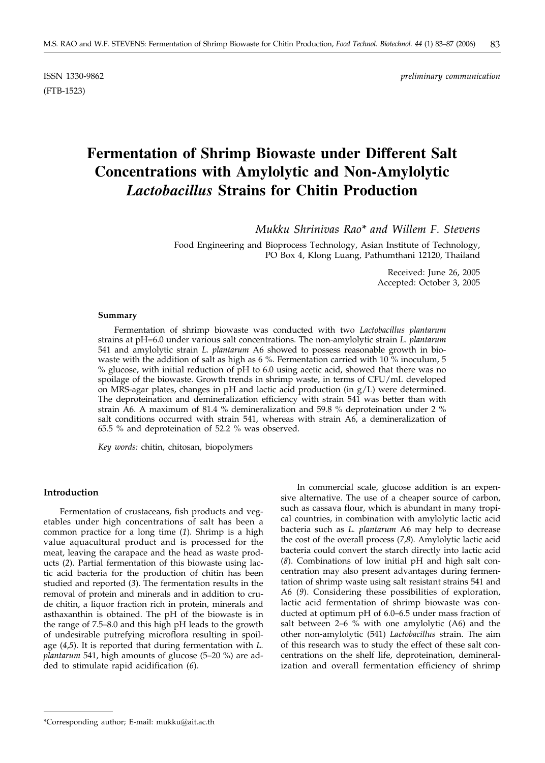ISSN 1330-9862 *preliminary communication*

(FTB-1523)

# Fermentation of Shrimp Biowaste under Different Salt Concentrations with Amylolytic and Non-Amylolytic *Lactobacillus* Strains for Chitin Production

*Mukku Shrinivas Rao\* and Willem F. Stevens*

Food Engineering and Bioprocess Technology, Asian Institute of Technology, PO Box 4, Klong Luang, Pathumthani 12120, Thailand

Received: June 26, 2005
Accepted: October 3, 2005

#### Summary

Fermentation of shrimp biowaste was conducted with two *Lactobacillus plantarum* strains at pH=6.0 under various salt concentrations. The non-amylolytic strain *L. plantarum* 541 and amylolytic strain *L. plantarum* A6 showed to possess reasonable growth in biowaste with the addition of salt as high as 6 %. Fermentation carried with 10 % inoculum, 5 % glucose, with initial reduction of pH to 6.0 using acetic acid, showed that there was no spoilage of the biowaste. Growth trends in shrimp waste, in terms of CFU/mL developed on MRS-agar plates, changes in pH and lactic acid production (in g/L) were determined. The deproteination and demineralization efficiency with strain 541 was better than with strain A6. A maximum of 81.4 % demineralization and 59.8 % deproteination under 2 % salt conditions occurred with strain 541, whereas with strain A6, a demineralization of 65.5 % and deproteination of 52.2 % was observed.

*Key words:* chitin, chitosan, biopolymers

## Introduction

Fermentation of crustaceans, fish products and vegetables under high concentrations of salt has been a common practice for a long time (*1*). Shrimp is a high value aquacultural product and is processed for the meat, leaving the carapace and the head as waste products (*2*). Partial fermentation of this biowaste using lactic acid bacteria for the production of chitin has been studied and reported (*3*). The fermentation results in the removal of protein and minerals and in addition to crude chitin, a liquor fraction rich in protein, minerals and asthaxanthin is obtained. The pH of the biowaste is in the range of 7.5–8.0 and this high pH leads to the growth of undesirable putrefying microflora resulting in spoilage (*4,5*). It is reported that during fermentation with *L. plantarum* 541, high amounts of glucose (5–20 %) are added to stimulate rapid acidification (*6*).

In commercial scale, glucose addition is an expensive alternative. The use of a cheaper source of carbon, such as cassava flour, which is abundant in many tropical countries, in combination with amylolytic lactic acid bacteria such as *L. plantarum* A6 may help to decrease the cost of the overall process (*7,8*). Amylolytic lactic acid bacteria could convert the starch directly into lactic acid (*8*). Combinations of low initial pH and high salt concentration may also present advantages during fermentation of shrimp waste using salt resistant strains 541 and A6 (*9*). Considering these possibilities of exploration, lactic acid fermentation of shrimp biowaste was conducted at optimum pH of 6.0–6.5 under mass fraction of salt between 2–6 % with one amylolytic (A6) and the other non-amylolytic (541) *Lactobacillus* strain. The aim of this research was to study the effect of these salt concentrations on the shelf life, deproteination, demineralization and overall fermentation efficiency of shrimp

\*Corresponding author; E-mail: mukku@ait.ac.th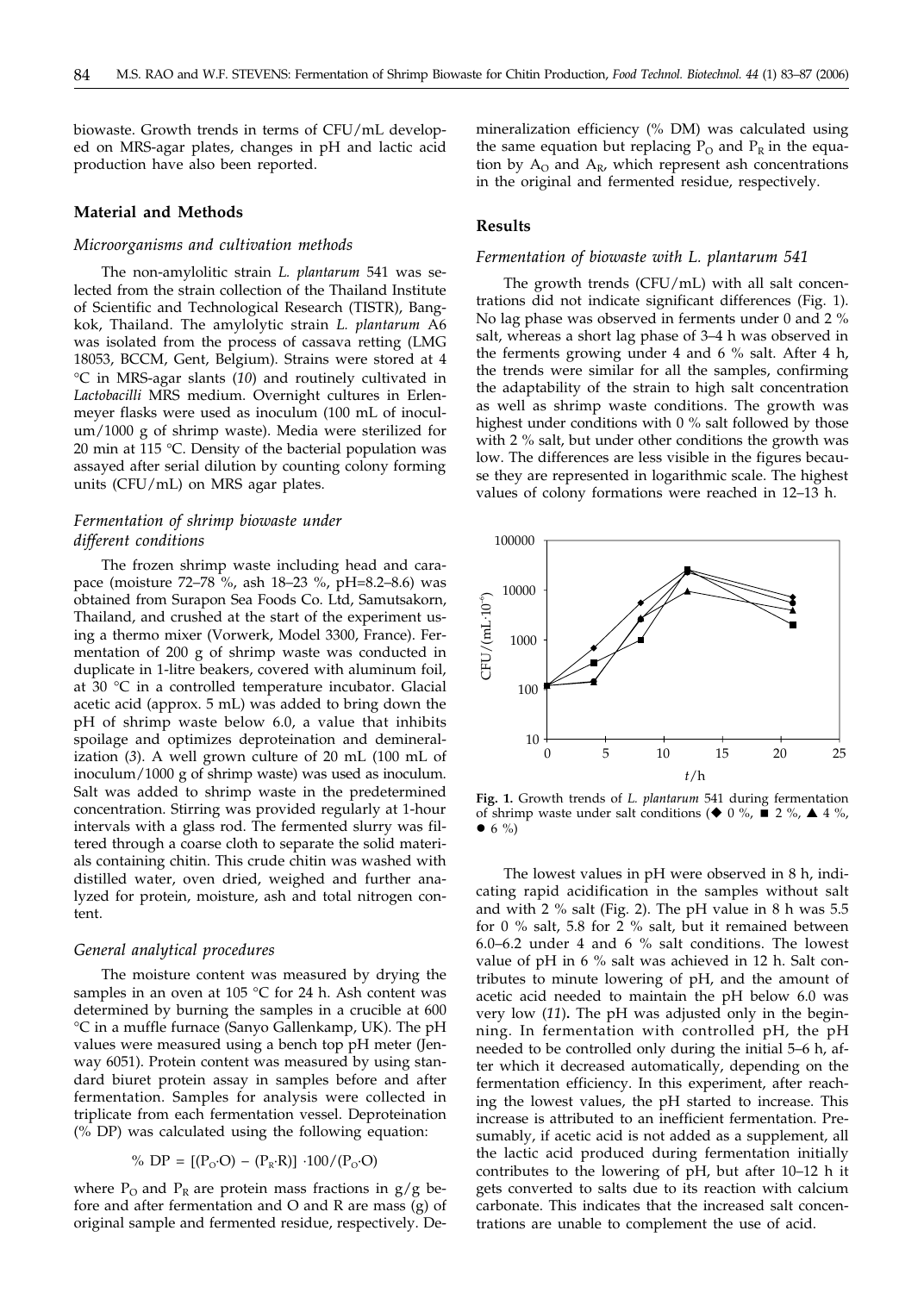biowaste. Growth trends in terms of CFU/mL developed on MRS-agar plates, changes in pH and lactic acid production have also been reported.

## Material and Methods

### *Microorganisms and cultivation methods*

The non-amylolitic strain *L. plantarum* 541 was selected from the strain collection of the Thailand Institute of Scientific and Technological Research (TISTR), Bangkok, Thailand. The amylolytic strain *L. plantarum* A6 was isolated from the process of cassava retting (LMG 18053, BCCM, Gent, Belgium). Strains were stored at 4 °C in MRS-agar slants (*10*) and routinely cultivated in *Lactobacilli* MRS medium. Overnight cultures in Erlenmeyer flasks were used as inoculum (100 mL of inoculum/1000 g of shrimp waste). Media were sterilized for 20 min at 115 °C. Density of the bacterial population was assayed after serial dilution by counting colony forming units (CFU/mL) on MRS agar plates.

### *Fermentation of shrimp biowaste under different conditions*

The frozen shrimp waste including head and carapace (moisture 72–78 %, ash 18–23 %, pH=8.2–8.6) was obtained from Surapon Sea Foods Co. Ltd, Samutsakorn, Thailand, and crushed at the start of the experiment using a thermo mixer (Vorwerk, Model 3300, France). Fermentation of 200 g of shrimp waste was conducted in duplicate in 1-litre beakers, covered with aluminum foil, at 30 °C in a controlled temperature incubator. Glacial acetic acid (approx. 5 mL) was added to bring down the pH of shrimp waste below 6.0, a value that inhibits spoilage and optimizes deproteination and demineralization (*3*). A well grown culture of 20 mL (100 mL of inoculum/1000 g of shrimp waste) was used as inoculum. Salt was added to shrimp waste in the predetermined concentration. Stirring was provided regularly at 1-hour intervals with a glass rod. The fermented slurry was filtered through a coarse cloth to separate the solid materials containing chitin. This crude chitin was washed with distilled water, oven dried, weighed and further analyzed for protein, moisture, ash and total nitrogen content.

### *General analytical procedures*

The moisture content was measured by drying the samples in an oven at 105 °C for 24 h. Ash content was determined by burning the samples in a crucible at 600 °C in a muffle furnace (Sanyo Gallenkamp, UK). The pH values were measured using a bench top pH meter (Jenway 6051). Protein content was measured by using standard biuret protein assay in samples before and after fermentation. Samples for analysis were collected in triplicate from each fermentation vessel. Deproteination (% DP) was calculated using the following equation:

$$\%\ \mathrm{DP} = [(P_O \cdot O) - (P_R \cdot R)] \cdot 100/(P_O \cdot O)$$

where $P_O$ and $P_R$ are protein mass fractions in g/g before and after fermentation and O and R are mass (g) of original sample and fermented residue, respectively. Demineralization efficiency (% DM) was calculated using the same equation but replacing $P_O$ and $P_R$ in the equation by $A_O$ and $A_R$, which represent ash concentrations in the original and fermented residue, respectively.

## Results

### *Fermentation of biowaste with L. plantarum 541*

The growth trends (CFU/mL) with all salt concentrations did not indicate significant differences (Fig. 1). No lag phase was observed in ferments under 0 and 2 % salt, whereas a short lag phase of 3–4 h was observed in the ferments growing under 4 and 6 % salt. After 4 h, the trends were similar for all the samples, confirming the adaptability of the strain to high salt concentration as well as shrimp waste conditions. The growth was highest under conditions with 0 % salt followed by those with 2 % salt, but under other conditions the growth was low. The differences are less visible in the figures because they are represented in logarithmic scale. The highest values of colony formations were reached in 12–13 h.

**Fig. 1.** Growth trends of *L. plantarum* 541 during fermentation of shrimp waste under salt conditions (◆ 0 %, ■ 2 %, ▲ 4 %, ● 6 %)

The lowest values in pH were observed in 8 h, indicating rapid acidification in the samples without salt and with 2 % salt (Fig. 2). The pH value in 8 h was 5.5 for 0 % salt, 5.8 for 2 % salt, but it remained between 6.0–6.2 under 4 and 6 % salt conditions. The lowest value of pH in 6 % salt was achieved in 12 h. Salt contributes to minute lowering of pH, and the amount of acetic acid needed to maintain the pH below 6.0 was very low (*11*). The pH was adjusted only in the beginning. In fermentation with controlled pH, the pH needed to be controlled only during the initial 5–6 h, after which it decreased automatically, depending on the fermentation efficiency. In this experiment, after reaching the lowest values, the pH started to increase. This increase is attributed to an inefficient fermentation. Presumably, if acetic acid is not added as a supplement, all the lactic acid produced during fermentation initially contributes to the lowering of pH, but after 10–12 h it gets converted to salts due to its reaction with calcium carbonate. This indicates that the increased salt concentrations are unable to complement the use of acid.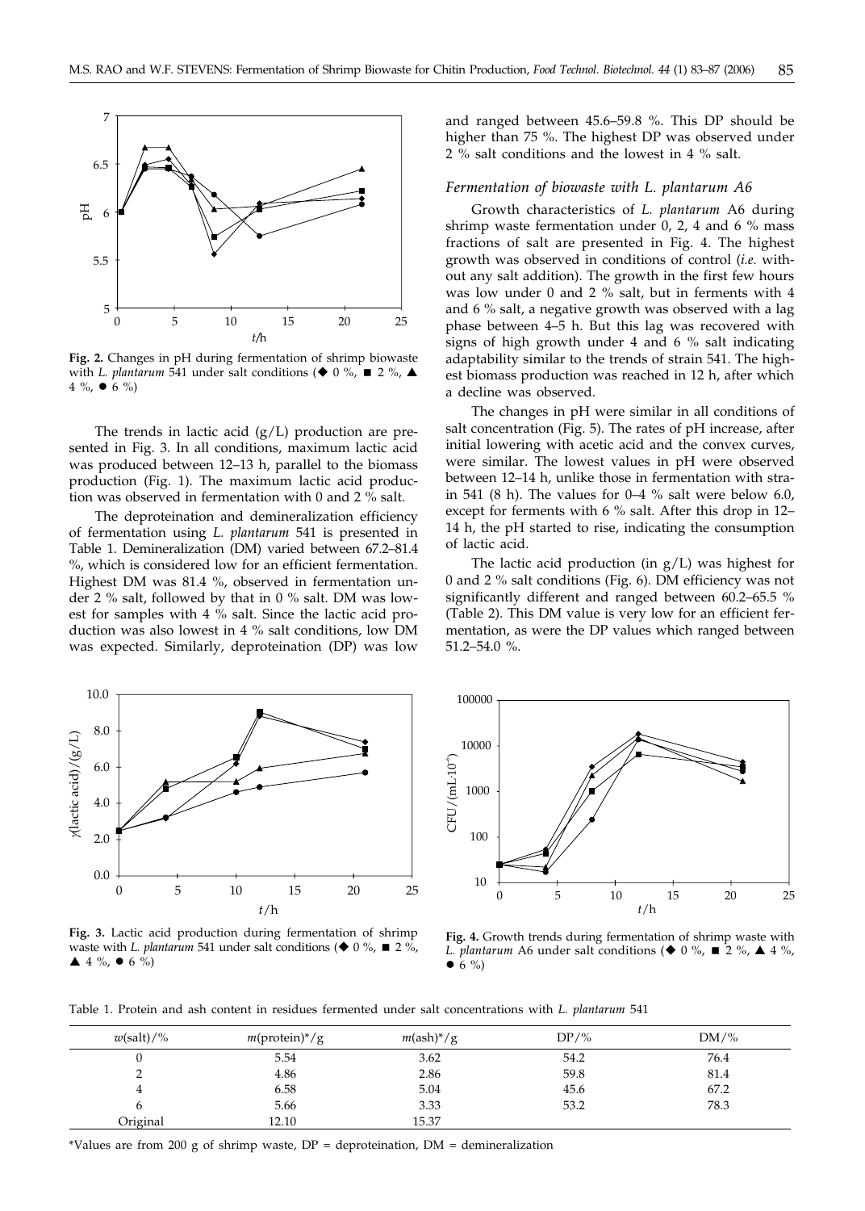**Fig. 2.** Changes in pH during fermentation of shrimp biowaste with *L. plantarum* 541 under salt conditions (◆ 0 %, ■ 2 %, ▲ 4 %, ● 6 %)

The trends in lactic acid (g/L) production are presented in Fig. 3. In all conditions, maximum lactic acid was produced between 12–13 h, parallel to the biomass production (Fig. 1). The maximum lactic acid production was observed in fermentation with 0 and 2 % salt.

The deproteination and demineralization efficiency of fermentation using *L. plantarum* 541 is presented in Table 1. Demineralization (DM) varied between 67.2–81.4 %, which is considered low for an efficient fermentation. Highest DM was 81.4 %, observed in fermentation under 2 % salt, followed by that in 0 % salt. DM was lowest for samples with 4 % salt. Since the lactic acid production was also lowest in 4 % salt conditions, low DM was expected. Similarly, deproteination (DP) was low and ranged between 45.6–59.8 %. This DP should be higher than 75 %. The highest DP was observed under 2 % salt conditions and the lowest in 4 % salt.

### *Fermentation of biowaste with L. plantarum A6*

Growth characteristics of *L. plantarum* A6 during shrimp waste fermentation under 0, 2, 4 and 6 % mass fractions of salt are presented in Fig. 4. The highest growth was observed in conditions of control (*i.e.* without any salt addition). The growth in the first few hours was low under 0 and 2 % salt, but in ferments with 4 and 6 % salt, a negative growth was observed with a lag phase between 4–5 h. But this lag was recovered with signs of high growth under 4 and 6 % salt indicating adaptability similar to the trends of strain 541. The highest biomass production was reached in 12 h, after which a decline was observed.

The changes in pH were similar in all conditions of salt concentration (Fig. 5). The rates of pH increase, after initial lowering with acetic acid and the convex curves, were similar. The lowest values in pH were observed between 12–14 h, unlike those in fermentation with strain 541 (8 h). The values for 0–4 % salt were below 6.0, except for ferments with 6 % salt. After this drop in 12–14 h, the pH started to rise, indicating the consumption of lactic acid.

The lactic acid production (in g/L) was highest for 0 and 2 % salt conditions (Fig. 6). DM efficiency was not significantly different and ranged between 60.2–65.5 % (Table 2). This DM value is very low for an efficient fermentation, as were the DP values which ranged between 51.2–54.0 %.

**Fig. 3.** Lactic acid production during fermentation of shrimp waste with *L. plantarum* 541 under salt conditions (◆ 0 %, ■ 2 %, ▲ 4 %, ● 6 %)

**Fig. 4.** Growth trends during fermentation of shrimp waste with *L. plantarum* A6 under salt conditions (◆ 0 %, ■ 2 %, ▲ 4 %, ● 6 %)

Table 1. Protein and ash content in residues fermented under salt concentrations with *L. plantarum* 541

| $w$(salt)/% | $m$(protein)*/g | $m$(ash)*/g | DP/% | DM/% |
|---|---|---|---|---|
| 0 | 5.54 | 3.62 | 54.2 | 76.4 |
| 2 | 4.86 | 2.86 | 59.8 | 81.4 |
| 4 | 6.58 | 5.04 | 45.6 | 67.2 |
| 6 | 5.66 | 3.33 | 53.2 | 78.3 |
| Original | 12.10 | 15.37 | | |

*Values are from 200 g of shrimp waste, DP = deproteination, DM = demineralization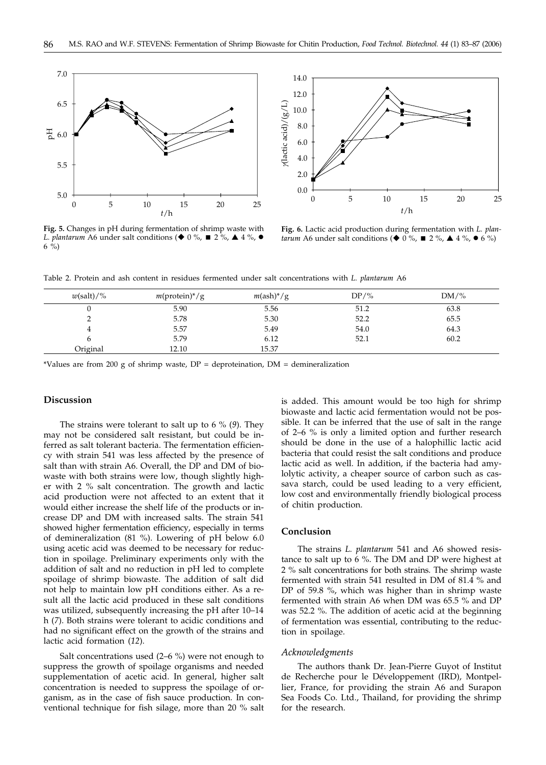**Fig. 5.** Changes in pH during fermentation of shrimp waste with *L. plantarum* A6 under salt conditions (◆ 0 %, ■ 2 %, ▲ 4 %, ● 6 %)

**Fig. 6.** Lactic acid production during fermentation with *L. plantarum* A6 under salt conditions (◆ 0 %, ■ 2 %, ▲ 4 %, ● 6 %)

Table 2. Protein and ash content in residues fermented under salt concentrations with *L. plantarum* A6

| $w$(salt)/% | $m$(protein)*/g | $m$(ash)*/g | DP/% | DM/% |
|---|---|---|---|---|
| 0 | 5.90 | 5.56 | 51.2 | 63.8 |
| 2 | 5.78 | 5.30 | 52.2 | 65.5 |
| 4 | 5.57 | 5.49 | 54.0 | 64.3 |
| 6 | 5.79 | 6.12 | 52.1 | 60.2 |
| Original | 12.10 | 15.37 | | |

*Values are from 200 g of shrimp waste, DP = deproteination, DM = demineralization

## Discussion

The strains were tolerant to salt up to 6 % (*9*). They may not be considered salt resistant, but could be inferred as salt tolerant bacteria. The fermentation efficiency with strain 541 was less affected by the presence of salt than with strain A6. Overall, the DP and DM of biowaste with both strains were low, though slightly higher with 2 % salt concentration. The growth and lactic acid production were not affected to an extent that it would either increase the shelf life of the products or increase DP and DM with increased salts. The strain 541 showed higher fermentation efficiency, especially in terms of demineralization (81 %). Lowering of pH below 6.0 using acetic acid was deemed to be necessary for reduction in spoilage. Preliminary experiments only with the addition of salt and no reduction in pH led to complete spoilage of shrimp biowaste. The addition of salt did not help to maintain low pH conditions either. As a result all the lactic acid produced in these salt conditions was utilized, subsequently increasing the pH after 10–14 h (*7*). Both strains were tolerant to acidic conditions and had no significant effect on the growth of the strains and lactic acid formation (*12*).

Salt concentrations used (2–6 %) were not enough to suppress the growth of spoilage organisms and needed supplementation of acetic acid. In general, higher salt concentration is needed to suppress the spoilage of organism, as in the case of fish sauce production. In conventional technique for fish silage, more than 20 % salt is added. This amount would be too high for shrimp biowaste and lactic acid fermentation would not be possible. It can be inferred that the use of salt in the range of 2–6 % is only a limited option and further research should be done in the use of a halophillic lactic acid bacteria that could resist the salt conditions and produce lactic acid as well. In addition, if the bacteria had amylolytic activity, a cheaper source of carbon such as cassava starch, could be used leading to a very efficient, low cost and environmentally friendly biological process of chitin production.

## Conclusion

The strains *L. plantarum* 541 and A6 showed resistance to salt up to 6 %. The DM and DP were highest at 2 % salt concentrations for both strains. The shrimp waste fermented with strain 541 resulted in DM of 81.4 % and DP of 59.8 %, which was higher than in shrimp waste fermented with strain A6 when DM was 65.5 % and DP was 52.2 %. The addition of acetic acid at the beginning of fermentation was essential, contributing to the reduction in spoilage.

### *Acknowledgments*

The authors thank Dr. Jean-Pierre Guyot of Institut de Recherche pour le Développement (IRD), Montpellier, France, for providing the strain A6 and Surapon Sea Foods Co. Ltd., Thailand, for providing the shrimp for the research.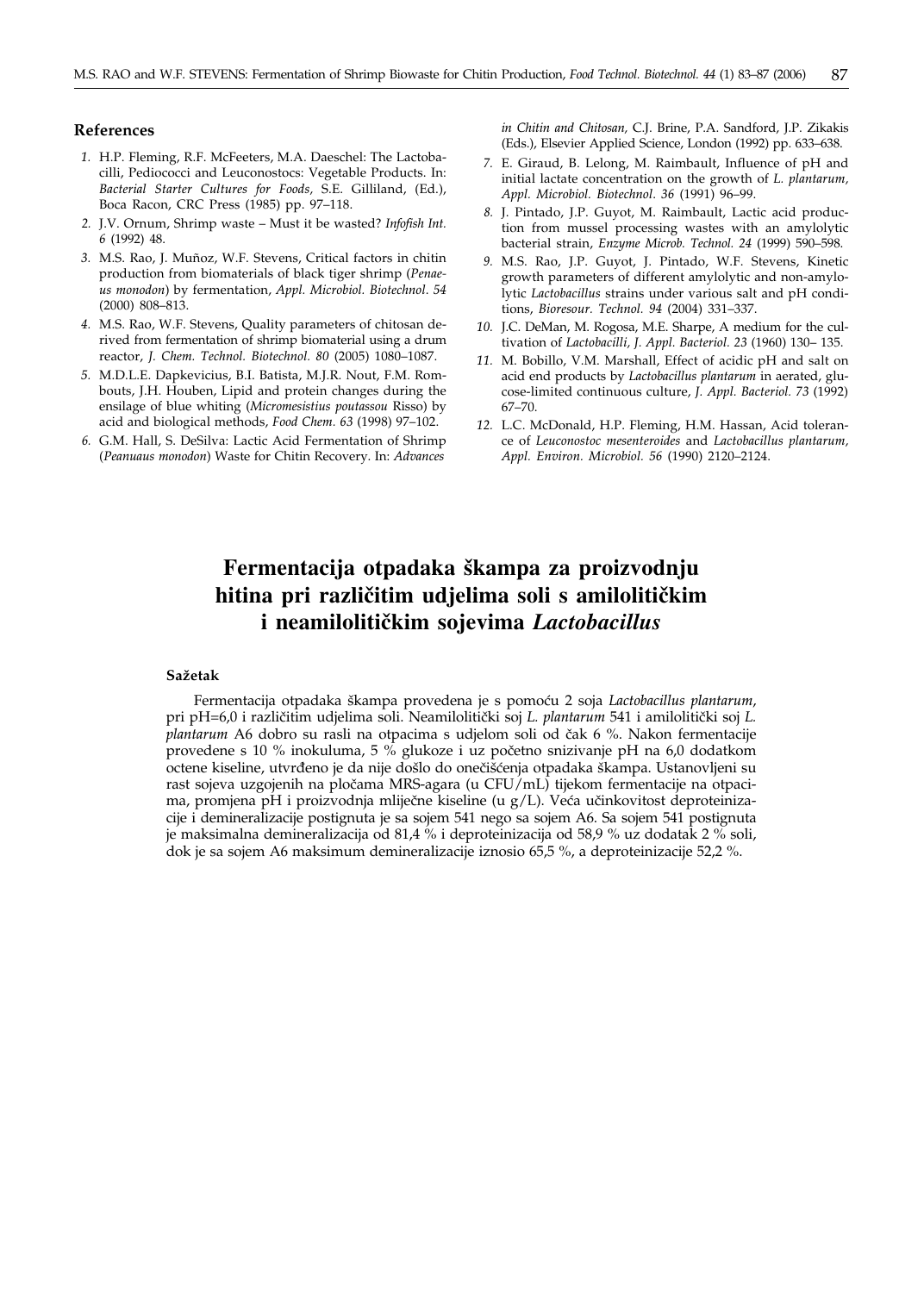## References

1. H.P. Fleming, R.F. McFeeters, M.A. Daeschel: The Lactobacilli, Pediococci and Leuconostocs: Vegetable Products. In: *Bacterial Starter Cultures for Foods*, S.E. Gilliland, (Ed.), Boca Racon, CRC Press (1985) pp. 97–118.
2. J.V. Ornum, Shrimp waste – Must it be wasted? *Infofish Int. 6* (1992) 48.
3. M.S. Rao, J. Muñoz, W.F. Stevens, Critical factors in chitin production from biomaterials of black tiger shrimp (*Penaeus monodon*) by fermentation, *Appl. Microbiol. Biotechnol. 54* (2000) 808–813.
4. M.S. Rao, W.F. Stevens, Quality parameters of chitosan derived from fermentation of shrimp biomaterial using a drum reactor, *J. Chem. Technol. Biotechnol. 80* (2005) 1080–1087.
5. M.D.L.E. Dapkevicius, B.I. Batista, M.J.R. Nout, F.M. Rombouts, J.H. Houben, Lipid and protein changes during the ensilage of blue whiting (*Micromesistius poutassou* Risso) by acid and biological methods, *Food Chem. 63* (1998) 97–102.
6. G.M. Hall, S. DeSilva: Lactic Acid Fermentation of Shrimp (*Peanuaus monodon*) Waste for Chitin Recovery. In: *Advances in Chitin and Chitosan*, C.J. Brine, P.A. Sandford, J.P. Zikakis (Eds.), Elsevier Applied Science, London (1992) pp. 633–638.
7. E. Giraud, B. Lelong, M. Raimbault, Influence of pH and initial lactate concentration on the growth of *L. plantarum*, *Appl. Microbiol. Biotechnol. 36* (1991) 96–99.
8. J. Pintado, J.P. Guyot, M. Raimbault, Lactic acid production from mussel processing wastes with an amylolytic bacterial strain, *Enzyme Microb. Technol. 24* (1999) 590–598.
9. M.S. Rao, J.P. Guyot, J. Pintado, W.F. Stevens, Kinetic growth parameters of different amylolytic and non-amylolytic *Lactobacillus* strains under various salt and pH conditions, *Bioresour. Technol. 94* (2004) 331–337.
10. J.C. DeMan, M. Rogosa, M.E. Sharpe, A medium for the cultivation of *Lactobacilli*, *J. Appl. Bacteriol. 23* (1960) 130– 135.
11. M. Bobillo, V.M. Marshall, Effect of acidic pH and salt on acid end products by *Lactobacillus plantarum* in aerated, glucose-limited continuous culture, *J. Appl. Bacteriol. 73* (1992) 67–70.
12. L.C. McDonald, H.P. Fleming, H.M. Hassan, Acid tolerance of *Leuconostoc mesenteroides* and *Lactobacillus plantarum*, *Appl. Environ. Microbiol. 56* (1990) 2120–2124.

# Fermentacija otpadaka škampa za proizvodnju hitina pri različitim udjelima soli s amilolitičkim i neamilolitičkim sojevima *Lactobacillus*

### Sažetak

Fermentacija otpadaka škampa provedena je s pomoću 2 soja *Lactobacillus plantarum*, pri pH=6,0 i različitim udjelima soli. Neamilolitički soj *L. plantarum* 541 i amilolitički soj *L. plantarum* A6 dobro su rasli na otpacima s udjelom soli od čak 6 %. Nakon fermentacije provedene s 10 % inokuluma, 5 % glukoze i uz početno snizivanje pH na 6,0 dodatkom octene kiseline, utvrđeno je da nije došlo do onečišćenja otpadaka škampa. Ustanovljeni su rast sojeva uzgojenih na pločama MRS-agara (u CFU/mL) tijekom fermentacije na otpacima, promjena pH i proizvodnja mliječne kiseline (u g/L). Veća učinkovitost deproteinizacije i demineralizacije postignuta je sa sojem 541 nego sa sojem A6. Sa sojem 541 postignuta je maksimalna demineralizacija od 81,4 % i deproteinizacija od 58,9 % uz dodatak 2 % soli, dok je sa sojem A6 maksimum demineralizacije iznosio 65,5 %, a deproteinizacije 52,2 %.